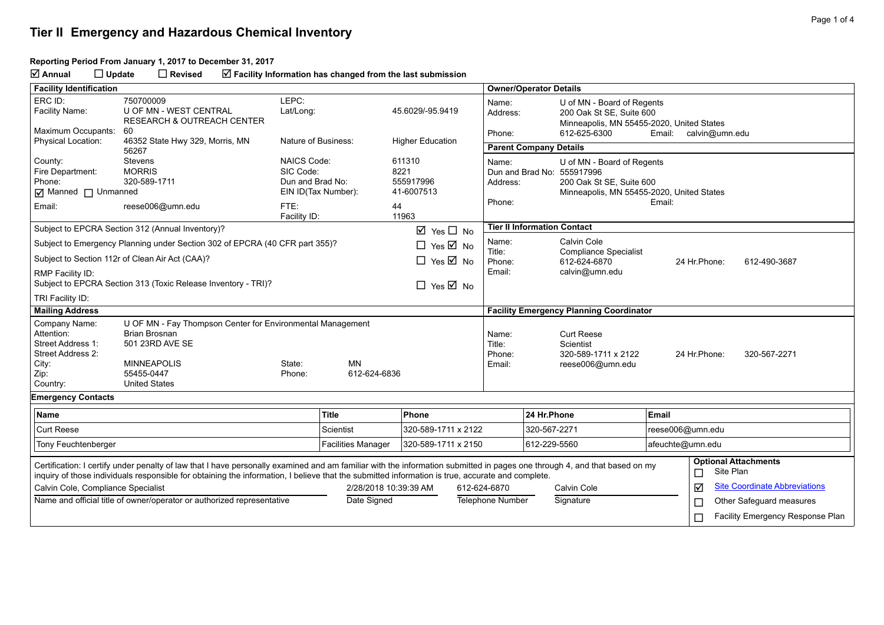# Tier II Emergency and Hazardous Chemical Inventory

**Reporting Period From January 1, 2017 to December 31, 2017**

☑ **Annual** ☐ **Update** ☐ **Revised** ☑ **Facility Information has changed from the last submission**

## Facility Identification

| | | | |
|---|---|---|---|
| ERC ID: | 750700009 | LEPC: | |
| Facility Name: | U OF MN - WEST CENTRAL RESEARCH & OUTREACH CENTER | Lat/Long: | 45.6029/-95.9419 |
| Maximum Occupants: | 60 | | |
| Physical Location: | 46352 State Hwy 329, Morris, MN 56267 | Nature of Business: | Higher Education |
| County: | Stevens | NAICS Code: | 611310 |
| Fire Department: | MORRIS | SIC Code: | 8221 |
| Phone: | 320-589-1711 | Dun and Brad No: | 555917996 |
| ☑ Manned ☐ Unmanned | | EIN ID(Tax Number): | 41-6007513 |
| Email: | reese006@umn.edu | FTE: | 44 |
| | | Facility ID: | 11963 |

| Question | Answer |
|---|---|
| Subject to EPCRA Section 312 (Annual Inventory)? | ☑ Yes ☐ No |
| Subject to Emergency Planning under Section 302 of EPCRA (40 CFR part 355)? | ☐ Yes ☑ No |
| Subject to Section 112r of Clean Air Act (CAA)? | ☐ Yes ☑ No |
| RMP Facility ID: | |
| Subject to EPCRA Section 313 (Toxic Release Inventory - TRI)? | ☐ Yes ☑ No |
| TRI Facility ID: | |

## Owner/Operator Details

- Name: U of MN - Board of Regents
- Address: 200 Oak St SE, Suite 600, Minneapolis, MN 55455-2020, United States
- Phone: 612-625-6300
- Email: calvin@umn.edu

## Parent Company Details

- Name: U of MN - Board of Regents
- Dun and Brad No: 555917996
- Address: 200 Oak St SE, Suite 600, Minneapolis, MN 55455-2020, United States
- Phone:
- Email:

## Tier II Information Contact

- Name: Calvin Cole
- Title: Compliance Specialist
- Phone: 612-624-6870
- 24 Hr.Phone: 612-490-3687
- Email: calvin@umn.edu

## Mailing Address

- Company Name: U OF MN - Fay Thompson Center for Environmental Management
- Attention: Brian Brosnan
- Street Address 1: 501 23RD AVE SE
- Street Address 2:
- City: MINNEAPOLIS
- State: MN
- Zip: 55455-0447
- Phone: 612-624-6836
- Country: United States

## Facility Emergency Planning Coordinator

- Name: Curt Reese
- Title: Scientist
- Phone: 320-589-1711 x 2122
- 24 Hr.Phone: 320-567-2271
- Email: reese006@umn.edu

## Emergency Contacts

| Name | Title | Phone | 24 Hr.Phone | Email |
|---|---|---|---|---|
| Curt Reese | Scientist | 320-589-1711 x 2122 | 320-567-2271 | reese006@umn.edu |
| Tony Feuchtenberger | Facilities Manager | 320-589-1711 x 2150 | 612-229-5560 | afeuchte@umn.edu |

Certification: I certify under penalty of law that I have personally examined and am familiar with the information submitted in pages one through 4, and that based on my inquiry of those individuals responsible for obtaining the information, I believe that the submitted information is true, accurate and complete.

| Name and official title of owner/operator or authorized representative | Date Signed | Telephone Number | Signature |
|---|---|---|---|
| Calvin Cole, Compliance Specialist | 2/28/2018 10:39:39 AM | 612-624-6870 | Calvin Cole |

**Optional Attachments**

- ☐ Site Plan
- ☑ Site Coordinate Abbreviations
- ☐ Other Safeguard measures
- ☐ Facility Emergency Response Plan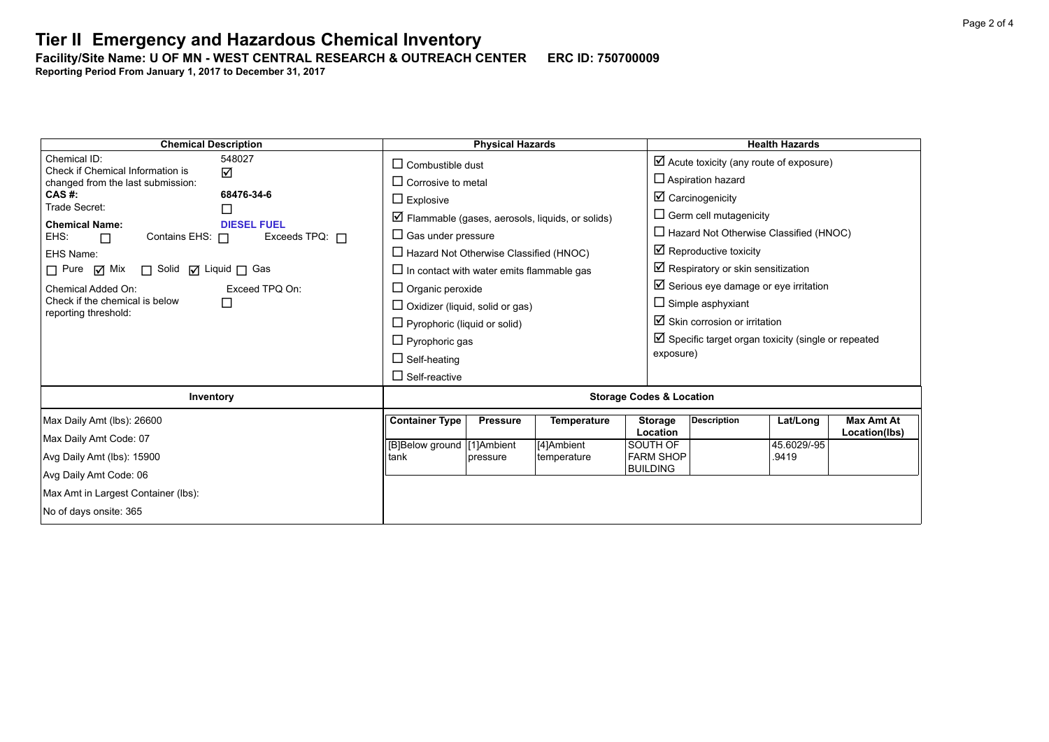# Tier II Emergency and Hazardous Chemical Inventory

**Facility/Site Name: U OF MN - WEST CENTRAL RESEARCH & OUTREACH CENTER ERC ID: 750700009**

**Reporting Period From January 1, 2017 to December 31, 2017**

| Chemical Description | Physical Hazards | Health Hazards |
|---|---|---|
| Chemical ID: 548027<br>Check if Chemical Information is changed from the last submission: ☑<br>**CAS #: 68476-34-6**<br>Trade Secret: ☐<br>**Chemical Name: DIESEL FUEL**<br>EHS: ☐ Contains EHS: ☐ Exceeds TPQ: ☐<br>EHS Name:<br>☐ Pure ☑ Mix ☐ Solid ☑ Liquid ☐ Gas<br>Chemical Added On: Exceed TPQ On:<br>Check if the chemical is below reporting threshold: ☐ | ☐ Combustible dust<br>☐ Corrosive to metal<br>☐ Explosive<br>☑ Flammable (gases, aerosols, liquids, or solids)<br>☐ Gas under pressure<br>☐ Hazard Not Otherwise Classified (HNOC)<br>☐ In contact with water emits flammable gas<br>☐ Organic peroxide<br>☐ Oxidizer (liquid, solid or gas)<br>☐ Pyrophoric (liquid or solid)<br>☐ Pyrophoric gas<br>☐ Self-heating<br>☐ Self-reactive | ☑ Acute toxicity (any route of exposure)<br>☐ Aspiration hazard<br>☑ Carcinogenicity<br>☐ Germ cell mutagenicity<br>☐ Hazard Not Otherwise Classified (HNOC)<br>☑ Reproductive toxicity<br>☑ Respiratory or skin sensitization<br>☑ Serious eye damage or eye irritation<br>☐ Simple asphyxiant<br>☑ Skin corrosion or irritation<br>☑ Specific target organ toxicity (single or repeated exposure) |

**Inventory**

Max Daily Amt (lbs): 26600

Max Daily Amt Code: 07

Avg Daily Amt (lbs): 15900

Avg Daily Amt Code: 06

Max Amt in Largest Container (lbs):

No of days onsite: 365

**Storage Codes & Location**

| Container Type | Pressure | Temperature | Storage Location | Description | Lat/Long | Max Amt At Location(lbs) |
|---|---|---|---|---|---|---|
| [B]Below ground tank | [1]Ambient pressure | [4]Ambient temperature | SOUTH OF FARM SHOP BUILDING | | 45.6029/-95.9419 | |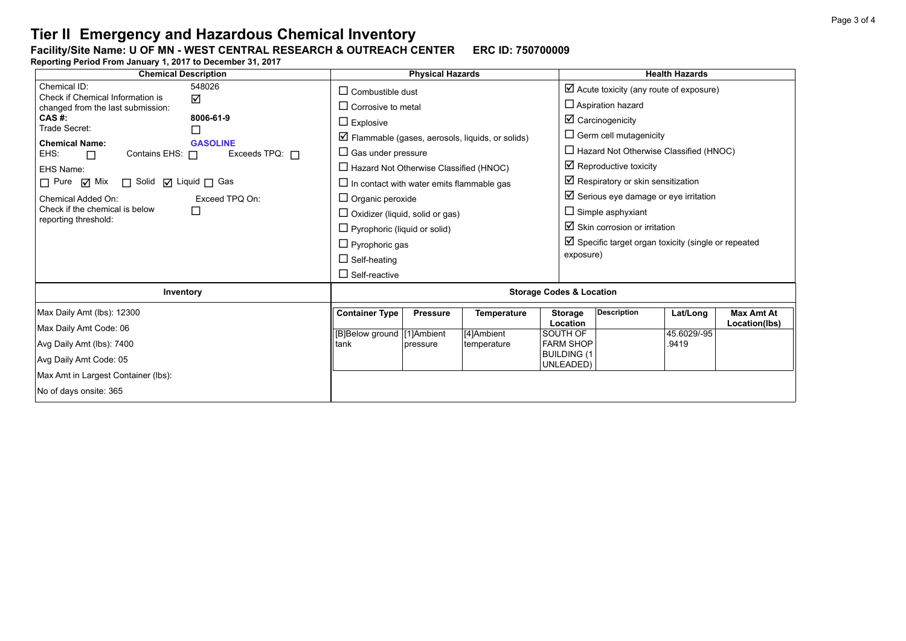# Tier II Emergency and Hazardous Chemical Inventory

**Facility/Site Name: U OF MN - WEST CENTRAL RESEARCH & OUTREACH CENTER ERC ID: 750700009**

**Reporting Period From January 1, 2017 to December 31, 2017**

| Chemical Description | Physical Hazards | Health Hazards |
|---|---|---|
| Chemical ID: 548026<br>Check if Chemical Information is changed from the last submission: ☑<br>**CAS #:** **8006-61-9**<br>Trade Secret: ☐<br>**Chemical Name:** **GASOLINE**<br>EHS: ☐ Contains EHS: ☐ Exceeds TPQ: ☐<br>EHS Name:<br>☐ Pure ☑ Mix ☐ Solid ☑ Liquid ☐ Gas<br>Chemical Added On: Exceed TPQ On:<br>Check if the chemical is below reporting threshold: ☐ | ☐ Combustible dust<br>☐ Corrosive to metal<br>☐ Explosive<br>☑ Flammable (gases, aerosols, liquids, or solids)<br>☐ Gas under pressure<br>☐ Hazard Not Otherwise Classified (HNOC)<br>☐ In contact with water emits flammable gas<br>☐ Organic peroxide<br>☐ Oxidizer (liquid, solid or gas)<br>☐ Pyrophoric (liquid or solid)<br>☐ Pyrophoric gas<br>☐ Self-heating<br>☐ Self-reactive | ☑ Acute toxicity (any route of exposure)<br>☐ Aspiration hazard<br>☑ Carcinogenicity<br>☐ Germ cell mutagenicity<br>☐ Hazard Not Otherwise Classified (HNOC)<br>☑ Reproductive toxicity<br>☑ Respiratory or skin sensitization<br>☑ Serious eye damage or eye irritation<br>☐ Simple asphyxiant<br>☑ Skin corrosion or irritation<br>☑ Specific target organ toxicity (single or repeated exposure) |

**Inventory**

Max Daily Amt (lbs): 12300

Max Daily Amt Code: 06

Avg Daily Amt (lbs): 7400

Avg Daily Amt Code: 05

Max Amt in Largest Container (lbs):

No of days onsite: 365

**Storage Codes & Location**

| Container Type | Pressure | Temperature | Storage Location | Description | Lat/Long | Max Amt At Location(lbs) |
|---|---|---|---|---|---|---|
| [B]Below ground tank | [1]Ambient pressure | [4]Ambient temperature | SOUTH OF FARM SHOP BUILDING (1 UNLEADED) | | 45.6029/-95.9419 | |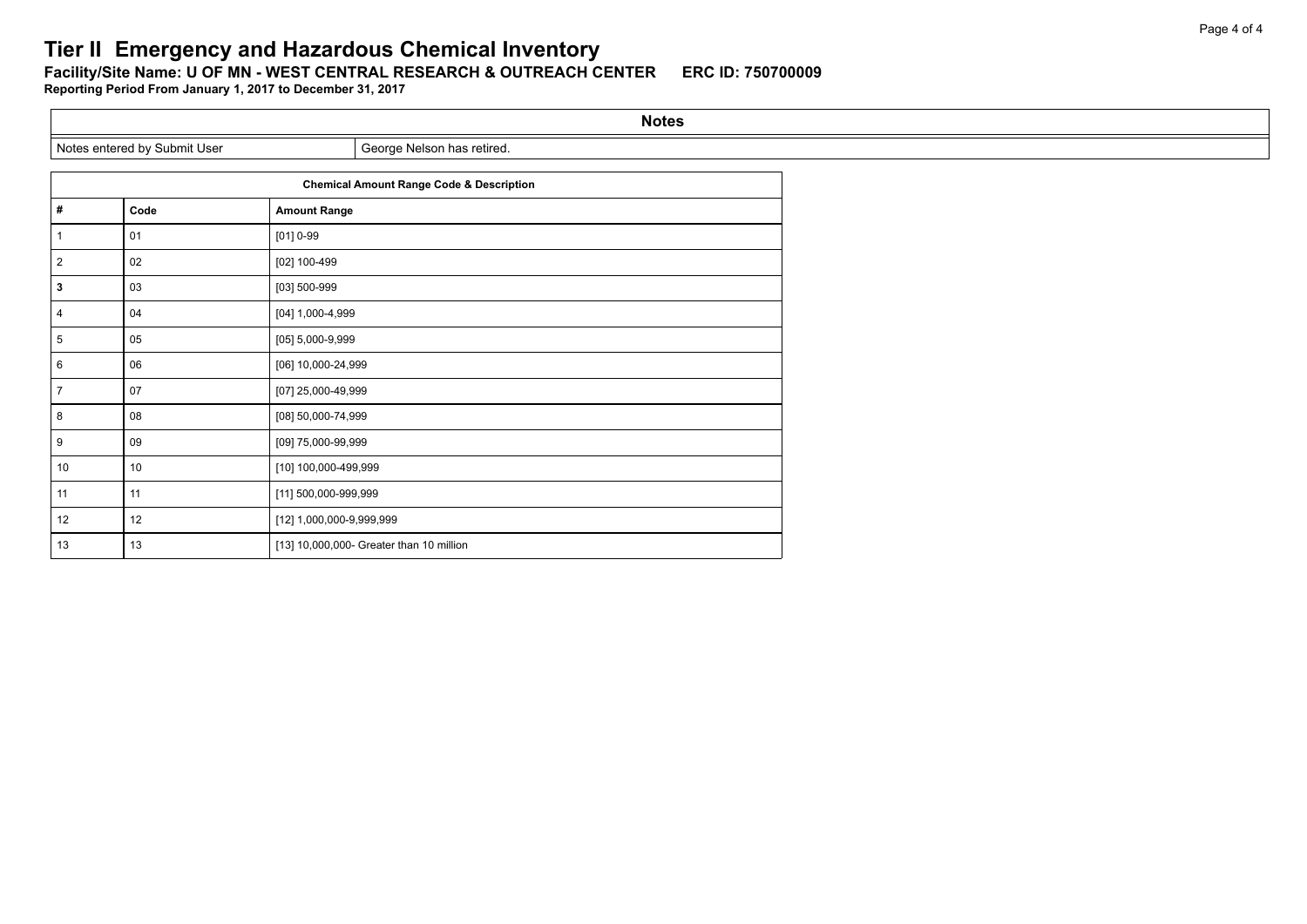# Tier II Emergency and Hazardous Chemical Inventory

**Facility/Site Name: U OF MN - WEST CENTRAL RESEARCH & OUTREACH CENTER ERC ID: 750700009**

**Reporting Period From January 1, 2017 to December 31, 2017**

| Notes | |
|---|---|
| Notes entered by Submit User | George Nelson has retired. |

| Chemical Amount Range Code & Description | | |
|---|---|---|
| **#** | **Code** | **Amount Range** |
| 1 | 01 | [01] 0-99 |
| 2 | 02 | [02] 100-499 |
| **3** | 03 | [03] 500-999 |
| 4 | 04 | [04] 1,000-4,999 |
| 5 | 05 | [05] 5,000-9,999 |
| 6 | 06 | [06] 10,000-24,999 |
| 7 | 07 | [07] 25,000-49,999 |
| 8 | 08 | [08] 50,000-74,999 |
| 9 | 09 | [09] 75,000-99,999 |
| 10 | 10 | [10] 100,000-499,999 |
| 11 | 11 | [11] 500,000-999,999 |
| 12 | 12 | [12] 1,000,000-9,999,999 |
| 13 | 13 | [13] 10,000,000- Greater than 10 million |